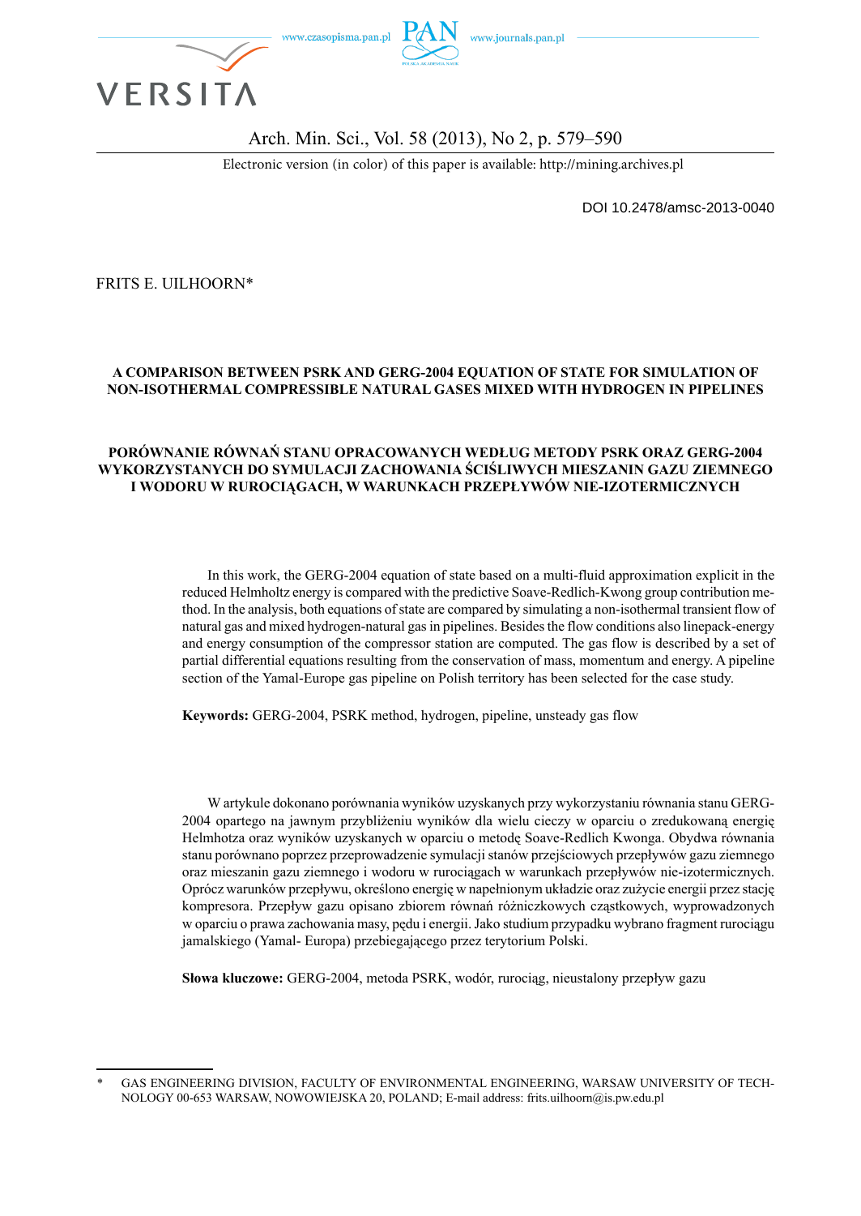DOI 10.2478/amsc-2013-0040

FRITS E. UILHOORN*

# A COMPARISON BETWEEN PSRK AND GERG-2004 EQUATION OF STATE FOR SIMULATION OF NON-ISOTHERMAL COMPRESSIBLE NATURAL GASES MIXED WITH HYDROGEN IN PIPELINES

# PORÓWNANIE RÓWNAŃ STANU OPRACOWANYCH WEDŁUG METODY PSRK ORAZ GERG-2004 WYKORZYSTANYCH DO SYMULACJI ZACHOWANIA ŚCIŚLIWYCH MIESZANIN GAZU ZIEMNEGO I WODORU W RUROCIĄGACH, W WARUNKACH PRZEPŁYWÓW NIE-IZOTERMICZNYCH

In this work, the GERG-2004 equation of state based on a multi-fluid approximation explicit in the reduced Helmholtz energy is compared with the predictive Soave-Redlich-Kwong group contribution method. In the analysis, both equations of state are compared by simulating a non-isothermal transient flow of natural gas and mixed hydrogen-natural gas in pipelines. Besides the flow conditions also linepack-energy and energy consumption of the compressor station are computed. The gas flow is described by a set of partial differential equations resulting from the conservation of mass, momentum and energy. A pipeline section of the Yamal-Europe gas pipeline on Polish territory has been selected for the case study.

**Keywords:** GERG-2004, PSRK method, hydrogen, pipeline, unsteady gas flow

W artykule dokonano porównania wyników uzyskanych przy wykorzystaniu równania stanu GERG-2004 opartego na jawnym przybliżeniu wyników dla wielu cieczy w oparciu o zredukowaną energię Helmhotza oraz wyników uzyskanych w oparciu o metodę Soave-Redlich Kwonga. Obydwa równania stanu porównano poprzez przeprowadzenie symulacji stanów przejściowych przepływów gazu ziemnego oraz mieszanin gazu ziemnego i wodoru w rurociągach w warunkach przepływów nie-izotermicznych. Oprócz warunków przepływu, określono energię w napełnionym układzie oraz zużycie energii przez stację kompresora. Przepływ gazu opisano zbiorem równań różniczkowych cząstkowych, wyprowadzonych w oparciu o prawa zachowania masy, pędu i energii. Jako studium przypadku wybrano fragment rurociągu jamalskiego (Yamal- Europa) przebiegającego przez terytorium Polski.

**Słowa kluczowe:** GERG-2004, metoda PSRK, wodór, rurociąg, nieustalony przepływ gazu

\* GAS ENGINEERING DIVISION, FACULTY OF ENVIRONMENTAL ENGINEERING, WARSAW UNIVERSITY OF TECHNOLOGY 00-653 WARSAW, NOWOWIEJSKA 20, POLAND; E-mail address: frits.uilhoorn@is.pw.edu.pl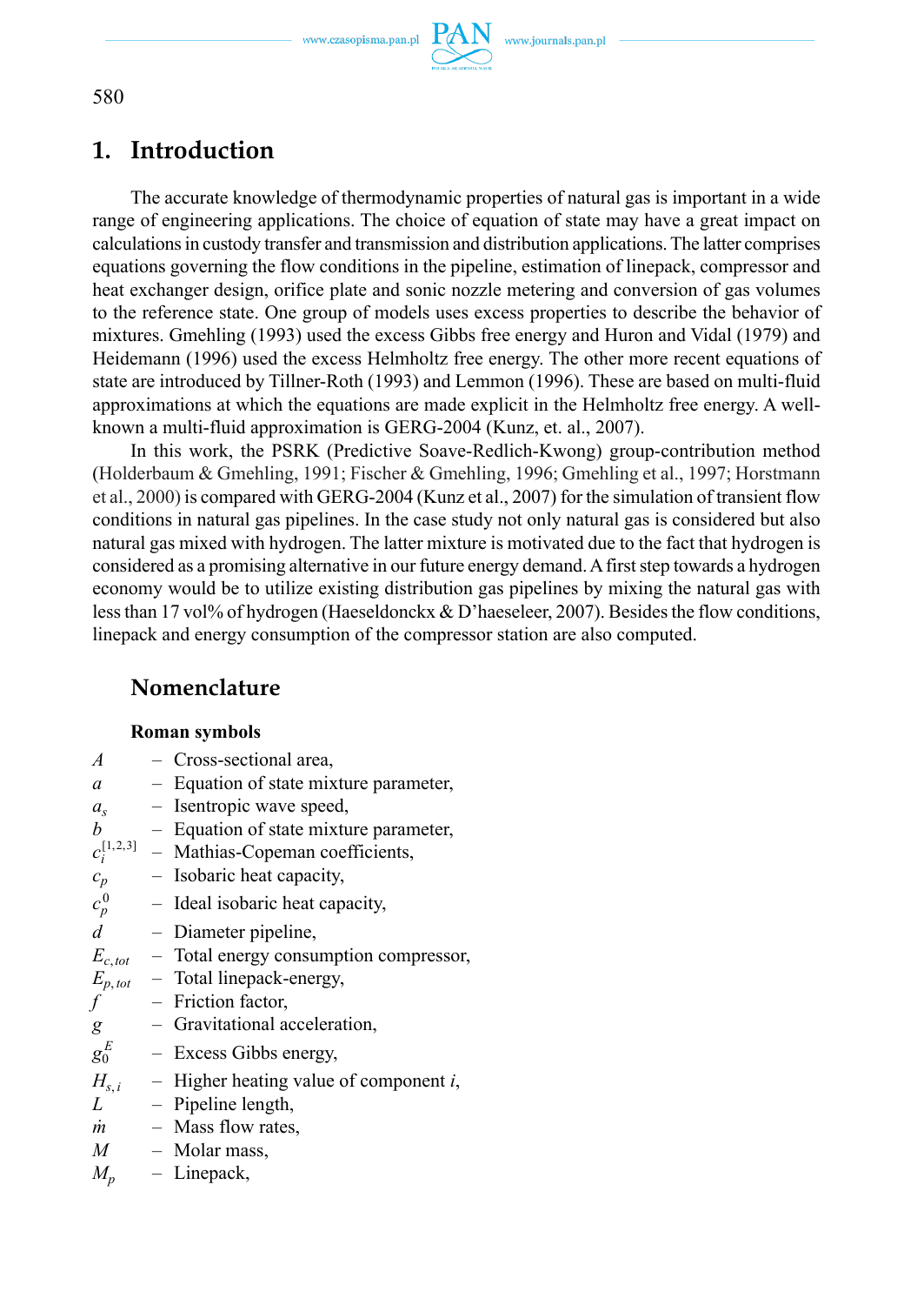# 1. Introduction

The accurate knowledge of thermodynamic properties of natural gas is important in a wide range of engineering applications. The choice of equation of state may have a great impact on calculations in custody transfer and transmission and distribution applications. The latter comprises equations governing the flow conditions in the pipeline, estimation of linepack, compressor and heat exchanger design, orifice plate and sonic nozzle metering and conversion of gas volumes to the reference state. One group of models uses excess properties to describe the behavior of mixtures. Gmehling (1993) used the excess Gibbs free energy and Huron and Vidal (1979) and Heidemann (1996) used the excess Helmholtz free energy. The other more recent equations of state are introduced by Tillner-Roth (1993) and Lemmon (1996). These are based on multi-fluid approximations at which the equations are made explicit in the Helmholtz free energy. A well-known a multi-fluid approximation is GERG-2004 (Kunz, et. al., 2007).

In this work, the PSRK (Predictive Soave-Redlich-Kwong) group-contribution method (Holderbaum & Gmehling, 1991; Fischer & Gmehling, 1996; Gmehling et al., 1997; Horstmann et al., 2000) is compared with GERG-2004 (Kunz et al., 2007) for the simulation of transient flow conditions in natural gas pipelines. In the case study not only natural gas is considered but also natural gas mixed with hydrogen. The latter mixture is motivated due to the fact that hydrogen is considered as a promising alternative in our future energy demand. A first step towards a hydrogen economy would be to utilize existing distribution gas pipelines by mixing the natural gas with less than 17 vol% of hydrogen (Haeseldonckx & D'haeseleer, 2007). Besides the flow conditions, linepack and energy consumption of the compressor station are also computed.

## Nomenclature

**Roman symbols**

- $A$ – Cross-sectional area,
- $a$ – Equation of state mixture parameter,
- $a_s$ – Isentropic wave speed,
- $b$ – Equation of state mixture parameter,
- $c_i^{[1,2,3]}$ – Mathias-Copeman coefficients,
- $c_p$ – Isobaric heat capacity,
- $c_p^0$ – Ideal isobaric heat capacity,
- $d$ – Diameter pipeline,
- $E_{c,tot}$ – Total energy consumption compressor,
- $E_{p,tot}$ – Total linepack-energy,
- $f$ – Friction factor,
- $g$ – Gravitational acceleration,
- $g_0^E$ – Excess Gibbs energy,
- $H_{s,i}$ – Higher heating value of component $i$,
- $L$ – Pipeline length,
- $\dot{m}$ – Mass flow rates,
- $M$ – Molar mass,
- $M_p$ – Linepack,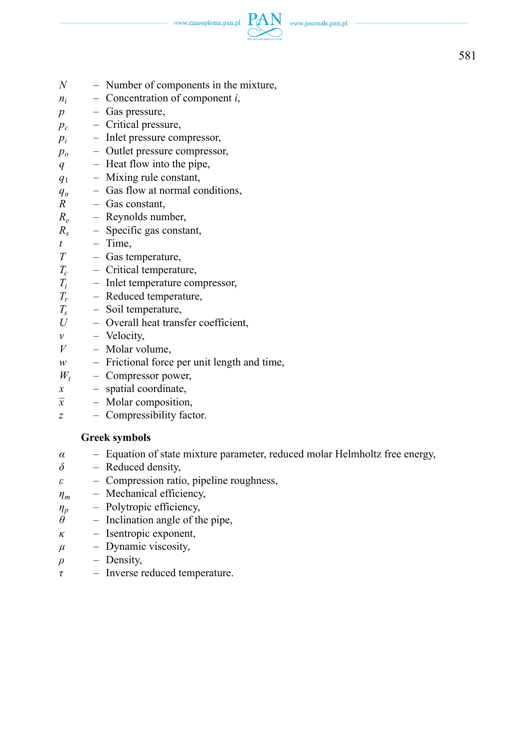$N$ – Number of components in the mixture,
$n_i$ – Concentration of component $i$,
$p$ – Gas pressure,
$p_c$ – Critical pressure,
$p_i$ – Inlet pressure compressor,
$p_o$ – Outlet pressure compressor,
$q$ – Heat flow into the pipe,
$q_1$ – Mixing rule constant,
$q_n$ – Gas flow at normal conditions,
$R$ – Gas constant,
$R_e$ – Reynolds number,
$R_s$ – Specific gas constant,
$t$ – Time,
$T$ – Gas temperature,
$T_c$ – Critical temperature,
$T_i$ – Inlet temperature compressor,
$T_r$ – Reduced temperature,
$T_s$ – Soil temperature,
$U$ – Overall heat transfer coefficient,
$v$ – Velocity,
$V$ – Molar volume,
$w$ – Frictional force per unit length and time,
$W_t$ – Compressor power,
$x$ – spatial coordinate,
$\overline{x}$ – Molar composition,
$z$ – Compressibility factor.

### Greek symbols

$\alpha$ – Equation of state mixture parameter, reduced molar Helmholtz free energy,
$\delta$ – Reduced density,
$\varepsilon$ – Compression ratio, pipeline roughness,
$\eta_m$ – Mechanical efficiency,
$\eta_p$ – Polytropic efficiency,
$\theta$ – Inclination angle of the pipe,
$\kappa$ – Isentropic exponent,
$\mu$ – Dynamic viscosity,
$\rho$ – Density,
$\tau$ – Inverse reduced temperature.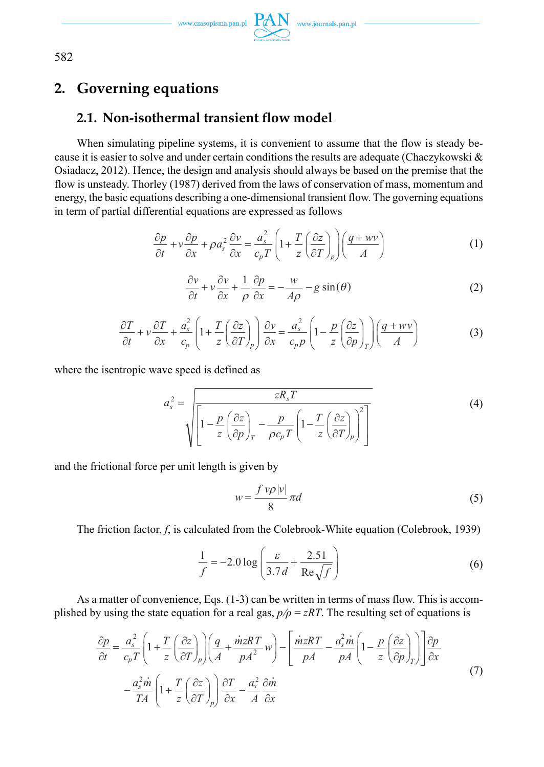## 2. Governing equations

### 2.1. Non-isothermal transient flow model

When simulating pipeline systems, it is convenient to assume that the flow is steady because it is easier to solve and under certain conditions the results are adequate (Chaczykowski & Osiadacz, 2012). Hence, the design and analysis should always be based on the premise that the flow is unsteady. Thorley (1987) derived from the laws of conservation of mass, momentum and energy, the basic equations describing a one-dimensional transient flow. The governing equations in term of partial differential equations are expressed as follows

$$\frac{\partial p}{\partial t} + v\frac{\partial p}{\partial x} + \rho a_s^2 \frac{\partial v}{\partial x} = \frac{a_s^2}{c_p T}\left(1 + \frac{T}{z}\left(\frac{\partial z}{\partial T}\right)_p\right)\left(\frac{q + wv}{A}\right) \tag{1}$$

$$\frac{\partial v}{\partial t} + v\frac{\partial v}{\partial x} + \frac{1}{\rho}\frac{\partial p}{\partial x} = -\frac{w}{A\rho} - g\sin(\theta) \tag{2}$$

$$\frac{\partial T}{\partial t} + v\frac{\partial T}{\partial x} + \frac{a_s^2}{c_p}\left(1 + \frac{T}{z}\left(\frac{\partial z}{\partial T}\right)_p\right)\frac{\partial v}{\partial x} = \frac{a_s^2}{c_p p}\left(1 - \frac{p}{z}\left(\frac{\partial z}{\partial p}\right)_T\right)\left(\frac{q + wv}{A}\right) \tag{3}$$

where the isentropic wave speed is defined as

$$a_s^2 = \sqrt{\frac{zR_s T}{\left[\left(1 - \frac{p}{z}\left(\frac{\partial z}{\partial p}\right)_T\right) - \frac{p}{\rho c_p T}\left(1 - \frac{T}{z}\left(\frac{\partial z}{\partial T}\right)_p\right)^2\right]}} \tag{4}$$

and the frictional force per unit length is given by

$$w = \frac{f\, v\rho|v|}{8}\pi d \tag{5}$$

The friction factor, $f$, is calculated from the Colebrook-White equation (Colebrook, 1939)

$$\frac{1}{f} = -2.0\log\left(\frac{\varepsilon}{3.7d} + \frac{2.51}{\mathrm{Re}\sqrt{f}}\right) \tag{6}$$

As a matter of convenience, Eqs. (1-3) can be written in terms of mass flow. This is accomplished by using the state equation for a real gas, $p/\rho = zRT$. The resulting set of equations is

$$\begin{aligned}\frac{\partial p}{\partial t} = {} & \frac{a_s^2}{c_p T}\left(1 + \frac{T}{z}\left(\frac{\partial z}{\partial T}\right)_p\right)\left(\frac{q}{A} + \frac{\dot{m}zRT}{pA^2}w\right) - \left[\frac{\dot{m}zRT}{pA} - \frac{a_s^2\dot{m}}{pA}\left(1 - \frac{p}{z}\left(\frac{\partial z}{\partial p}\right)_T\right)\right]\frac{\partial p}{\partial x} \\ & - \frac{a_s^2\dot{m}}{TA}\left(1 + \frac{T}{z}\left(\frac{\partial z}{\partial T}\right)_p\right)\frac{\partial T}{\partial x} - \frac{a_s^2}{A}\frac{\partial \dot{m}}{\partial x}\end{aligned} \tag{7}$$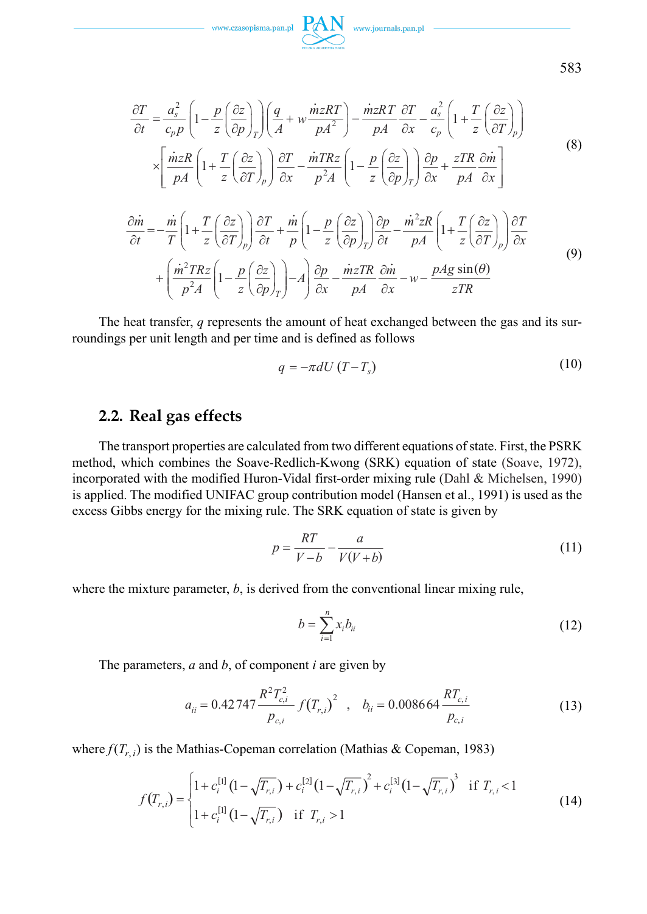$$
\frac{\partial T}{\partial t} = \frac{a_s^2}{c_p p}\left(1 - \frac{p}{z}\left(\frac{\partial z}{\partial p}\right)_T\right)\left(\frac{q}{A} + w\frac{\dot{m}zRT}{pA^2}\right) - \frac{\dot{m}zRT}{pA}\frac{\partial T}{\partial x} - \frac{a_s^2}{c_p}\left(1 + \frac{T}{z}\left(\frac{\partial z}{\partial T}\right)_p\right)
$$
$$
\times\left[\frac{\dot{m}zR}{pA}\left(1 + \frac{T}{z}\left(\frac{\partial z}{\partial T}\right)_p\right)\frac{\partial T}{\partial x} - \frac{\dot{m}TRz}{p^2 A}\left(1 - \frac{p}{z}\left(\frac{\partial z}{\partial p}\right)_T\right)\frac{\partial p}{\partial x} + \frac{zTR}{pA}\frac{\partial \dot{m}}{\partial x}\right] \tag{8}
$$

$$
\frac{\partial \dot{m}}{\partial t} = -\frac{\dot{m}}{T}\left(1 + \frac{T}{z}\left(\frac{\partial z}{\partial T}\right)_p\right)\frac{\partial T}{\partial t} + \frac{\dot{m}}{p}\left(1 - \frac{p}{z}\left(\frac{\partial z}{\partial p}\right)_T\right)\frac{\partial p}{\partial t} - \frac{\dot{m}^2 zR}{pA}\left(1 + \frac{T}{z}\left(\frac{\partial z}{\partial T}\right)_p\right)\frac{\partial T}{\partial x}
$$
$$
+\left(\frac{\dot{m}^2 TRz}{p^2 A}\left(1 - \frac{p}{z}\left(\frac{\partial z}{\partial p}\right)_T\right) - A\right)\frac{\partial p}{\partial x} - \frac{\dot{m}zTR}{pA}\frac{\partial \dot{m}}{\partial x} - w - \frac{pAg\sin(\theta)}{zTR} \tag{9}
$$

The heat transfer, $q$ represents the amount of heat exchanged between the gas and its surroundings per unit length and per time and is defined as follows

$$
q = -\pi dU\,(T - T_s) \tag{10}
$$

## 2.2. Real gas effects

The transport properties are calculated from two different equations of state. First, the PSRK method, which combines the Soave-Redlich-Kwong (SRK) equation of state (Soave, 1972), incorporated with the modified Huron-Vidal first-order mixing rule (Dahl & Michelsen, 1990) is applied. The modified UNIFAC group contribution model (Hansen et al., 1991) is used as the excess Gibbs energy for the mixing rule. The SRK equation of state is given by

$$
p = \frac{RT}{V - b} - \frac{a}{V(V + b)} \tag{11}
$$

where the mixture parameter, $b$, is derived from the conventional linear mixing rule,

$$
b = \sum_{i=1}^{n} x_i b_{ii} \tag{12}
$$

The parameters, $a$ and $b$, of component $i$ are given by

$$
a_{ii} = 0.42747\frac{R^2 T_{c,i}^2}{p_{c,i}} f(T_{r,i})^2 \quad , \quad b_{ii} = 0.08664\frac{RT_{c,i}}{p_{c,i}} \tag{13}
$$

where $f(T_{r,i})$ is the Mathias-Copeman correlation (Mathias & Copeman, 1983)

$$
f(T_{r,i}) = \begin{cases} 1 + c_i^{[1]}\left(1 - \sqrt{T_{r,i}}\right) + c_i^{[2]}\left(1 - \sqrt{T_{r,i}}\right)^2 + c_i^{[3]}\left(1 - \sqrt{T_{r,i}}\right)^3 & \text{if } T_{r,i} < 1 \\ 1 + c_i^{[1]}\left(1 - \sqrt{T_{r,i}}\right) & \text{if } T_{r,i} > 1 \end{cases} \tag{14}
$$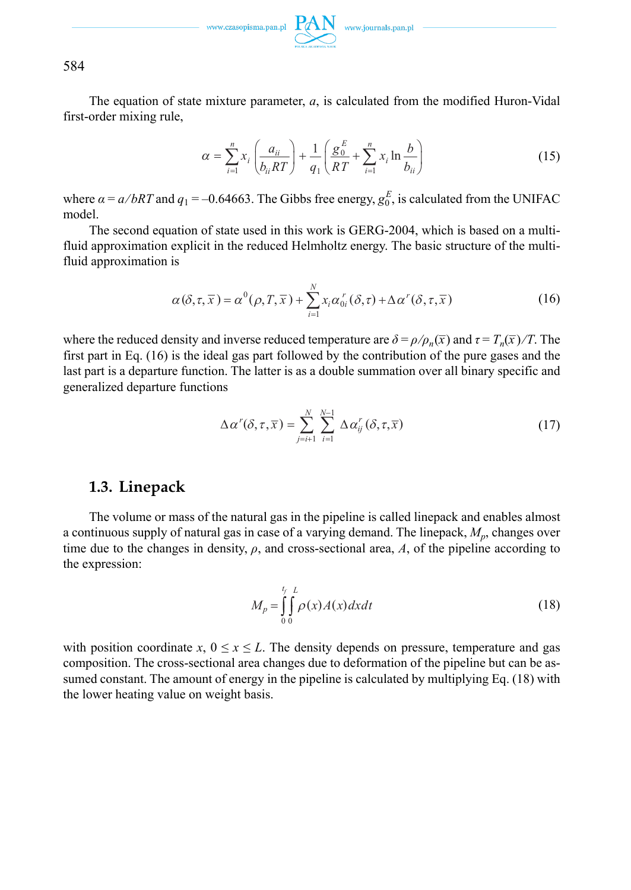The equation of state mixture parameter, $a$, is calculated from the modified Huron-Vidal first-order mixing rule,

$$\alpha = \sum_{i=1}^{n} x_i \left( \frac{a_{ii}}{b_{ii}RT} \right) + \frac{1}{q_1} \left( \frac{g_0^E}{RT} + \sum_{i=1}^{n} x_i \ln \frac{b}{b_{ii}} \right) \tag{15}$$

where $\alpha = a/bRT$ and $q_1 = -0.64663$. The Gibbs free energy, $g_0^E$, is calculated from the UNIFAC model.

The second equation of state used in this work is GERG-2004, which is based on a multi-fluid approximation explicit in the reduced Helmholtz energy. The basic structure of the multi-fluid approximation is

$$\alpha(\delta, \tau, \bar{x}) = \alpha^0(\rho, T, \bar{x}) + \sum_{i=1}^{N} x_i \alpha_{0i}^r(\delta, \tau) + \Delta\alpha^r(\delta, \tau, \bar{x}) \tag{16}$$

where the reduced density and inverse reduced temperature are $\delta = \rho/\rho_n(\bar{x})$ and $\tau = T_n(\bar{x})/T$. The first part in Eq. (16) is the ideal gas part followed by the contribution of the pure gases and the last part is a departure function. The latter is as a double summation over all binary specific and generalized departure functions

$$\Delta\alpha^r(\delta, \tau, \bar{x}) = \sum_{j=i+1}^{N} \sum_{i=1}^{N-1} \Delta\alpha_{ij}^r(\delta, \tau, \bar{x}) \tag{17}$$

## 1.3. Linepack

The volume or mass of the natural gas in the pipeline is called linepack and enables almost a continuous supply of natural gas in case of a varying demand. The linepack, $M_p$, changes over time due to the changes in density, $\rho$, and cross-sectional area, $A$, of the pipeline according to the expression:

$$M_p = \int_0^{t_f} \int_0^{L} \rho(x) A(x) dx dt \tag{18}$$

with position coordinate $x$, $0 \le x \le L$. The density depends on pressure, temperature and gas composition. The cross-sectional area changes due to deformation of the pipeline but can be assumed constant. The amount of energy in the pipeline is calculated by multiplying Eq. (18) with the lower heating value on weight basis.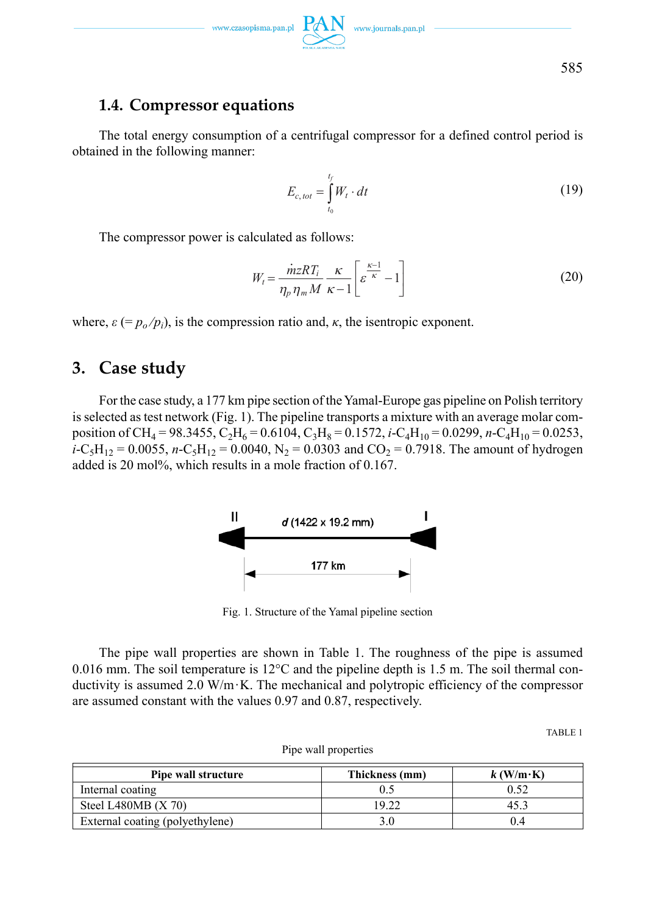### 1.4. Compressor equations

The total energy consumption of a centrifugal compressor for a defined control period is obtained in the following manner:

$$E_{c,tot} = \int_{t_0}^{t_f} W_t \cdot dt \tag{19}$$

The compressor power is calculated as follows:

$$W_t = \frac{\dot{m} z R T_i}{\eta_p \eta_m M} \frac{\kappa}{\kappa - 1} \left[ \varepsilon^{\frac{\kappa - 1}{\kappa}} - 1 \right] \tag{20}$$

where, $\varepsilon$ (= $p_o / p_i$), is the compression ratio and, $\kappa$, the isentropic exponent.

## 3. Case study

For the case study, a 177 km pipe section of the Yamal-Europe gas pipeline on Polish territory is selected as test network (Fig. 1). The pipeline transports a mixture with an average molar composition of $CH_4$ = 98.3455, $C_2H_6$ = 0.6104, $C_3H_8$ = 0.1572, *i*-$C_4H_{10}$ = 0.0299, *n*-$C_4H_{10}$ = 0.0253, *i*-$C_5H_{12}$ = 0.0055, *n*-$C_5H_{12}$ = 0.0040, $N_2$ = 0.0303 and $CO_2$ = 0.7918. The amount of hydrogen added is 20 mol%, which results in a mole fraction of 0.167.

II — *d* (1422 x 19.2 mm) — I

177 km

Fig. 1. Structure of the Yamal pipeline section

The pipe wall properties are shown in Table 1. The roughness of the pipe is assumed 0.016 mm. The soil temperature is 12°C and the pipeline depth is 1.5 m. The soil thermal conductivity is assumed 2.0 W/m·K. The mechanical and polytropic efficiency of the compressor are assumed constant with the values 0.97 and 0.87, respectively.

TABLE 1

Pipe wall properties

| Pipe wall structure | Thickness (mm) | *k* (W/m·K) |
|---|---|---|
| Internal coating | 0.5 | 0.52 |
| Steel L480MB (X 70) | 19.22 | 45.3 |
| External coating (polyethylene) | 3.0 | 0.4 |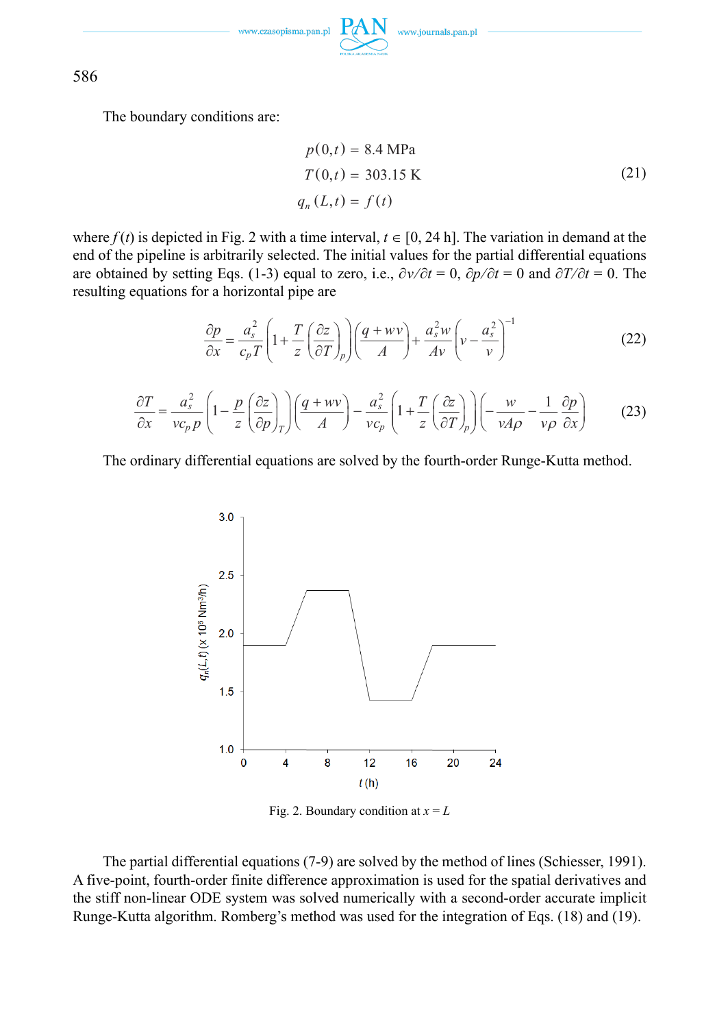The boundary conditions are:

$$
\begin{aligned}
p(0,t) &= 8.4 \text{ MPa} \\
T(0,t) &= 303.15 \text{ K} \\
q_n(L,t) &= f(t)
\end{aligned}
\tag{21}
$$

where $f(t)$ is depicted in Fig. 2 with a time interval, $t \in [0, 24 \text{ h}]$. The variation in demand at the end of the pipeline is arbitrarily selected. The initial values for the partial differential equations are obtained by setting Eqs. (1-3) equal to zero, i.e., $\partial v/\partial t = 0$, $\partial p/\partial t = 0$ and $\partial T/\partial t = 0$. The resulting equations for a horizontal pipe are

$$
\frac{\partial p}{\partial x} = \frac{a_s^2}{c_p T}\left(1 + \frac{T}{z}\left(\frac{\partial z}{\partial T}\right)_p\right)\left(\frac{q + wv}{A}\right) + \frac{a_s^2 w}{Av}\left(v - \frac{a_s^2}{v}\right)^{-1}
\tag{22}
$$

$$
\frac{\partial T}{\partial x} = \frac{a_s^2}{vc_p p}\left(1 - \frac{p}{z}\left(\frac{\partial z}{\partial p}\right)_T\right)\left(\frac{q + wv}{A}\right) - \frac{a_s^2}{vc_p}\left(1 + \frac{T}{z}\left(\frac{\partial z}{\partial T}\right)_p\right)\left(-\frac{w}{vA\rho} - \frac{1}{v\rho}\frac{\partial p}{\partial x}\right)
\tag{23}
$$

The ordinary differential equations are solved by the fourth-order Runge-Kutta method.

Fig. 2. Boundary condition at $x = L$

The partial differential equations (7-9) are solved by the method of lines (Schiesser, 1991). A five-point, fourth-order finite difference approximation is used for the spatial derivatives and the stiff non-linear ODE system was solved numerically with a second-order accurate implicit Runge-Kutta algorithm. Romberg's method was used for the integration of Eqs. (18) and (19).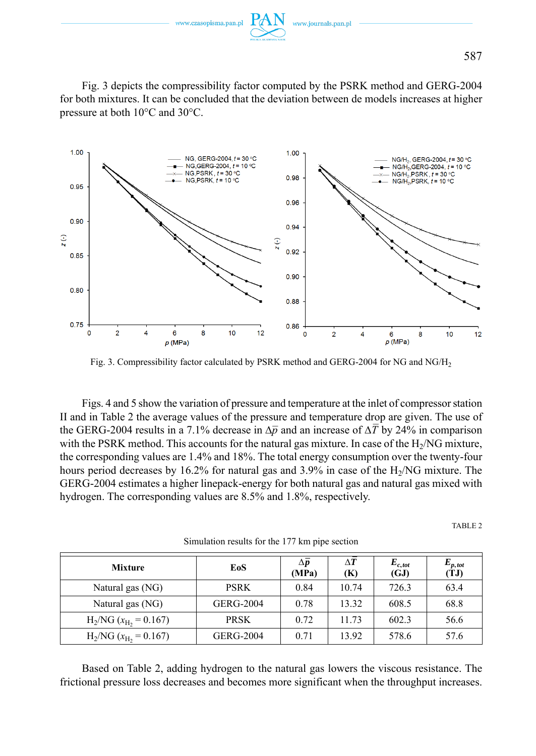Fig. 3 depicts the compressibility factor computed by the PSRK method and GERG-2004 for both mixtures. It can be concluded that the deviation between de models increases at higher pressure at both 10°C and 30°C.

Fig. 3. Compressibility factor calculated by PSRK method and GERG-2004 for NG and NG/$H_2$

Figs. 4 and 5 show the variation of pressure and temperature at the inlet of compressor station II and in Table 2 the average values of the pressure and temperature drop are given. The use of the GERG-2004 results in a 7.1% decrease in $\Delta\bar{p}$ and an increase of $\Delta\bar{T}$ by 24% in comparison with the PSRK method. This accounts for the natural gas mixture. In case of the $H_2$/NG mixture, the corresponding values are 1.4% and 18%. The total energy consumption over the twenty-four hours period decreases by 16.2% for natural gas and 3.9% in case of the $H_2$/NG mixture. The GERG-2004 estimates a higher linepack-energy for both natural gas and natural gas mixed with hydrogen. The corresponding values are 8.5% and 1.8%, respectively.

TABLE 2

Simulation results for the 177 km pipe section

| Mixture | EoS | $\Delta\bar{p}$ (MPa) | $\Delta\bar{T}$ (K) | $E_{c,tot}$ (GJ) | $E_{p,tot}$ (TJ) |
|---|---|---|---|---|---|
| Natural gas (NG) | PSRK | 0.84 | 10.74 | 726.3 | 63.4 |
| Natural gas (NG) | GERG-2004 | 0.78 | 13.32 | 608.5 | 68.8 |
| $H_2$/NG ($x_{H_2}$ = 0.167) | PRSK | 0.72 | 11.73 | 602.3 | 56.6 |
| $H_2$/NG ($x_{H_2}$ = 0.167) | GERG-2004 | 0.71 | 13.92 | 578.6 | 57.6 |

Based on Table 2, adding hydrogen to the natural gas lowers the viscous resistance. The frictional pressure loss decreases and becomes more significant when the throughput increases.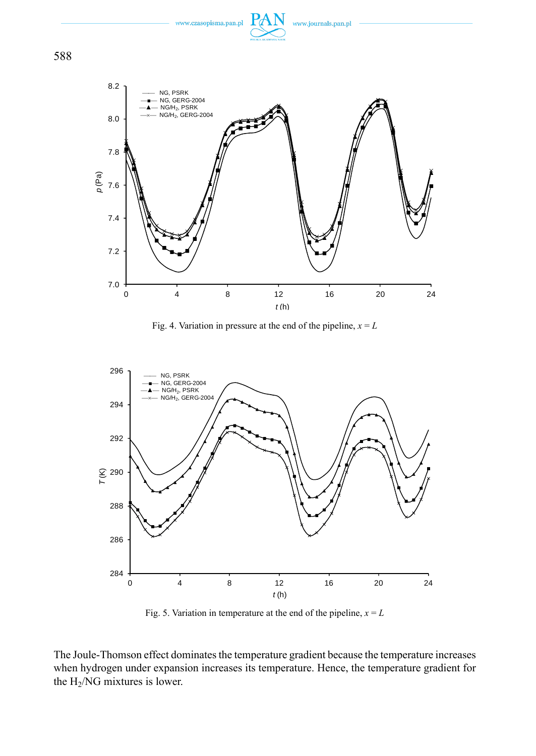Fig. 4. Variation in pressure at the end of the pipeline, $x = L$

Fig. 5. Variation in temperature at the end of the pipeline, $x = L$

The Joule-Thomson effect dominates the temperature gradient because the temperature increases when hydrogen under expansion increases its temperature. Hence, the temperature gradient for the $H_2$/NG mixtures is lower.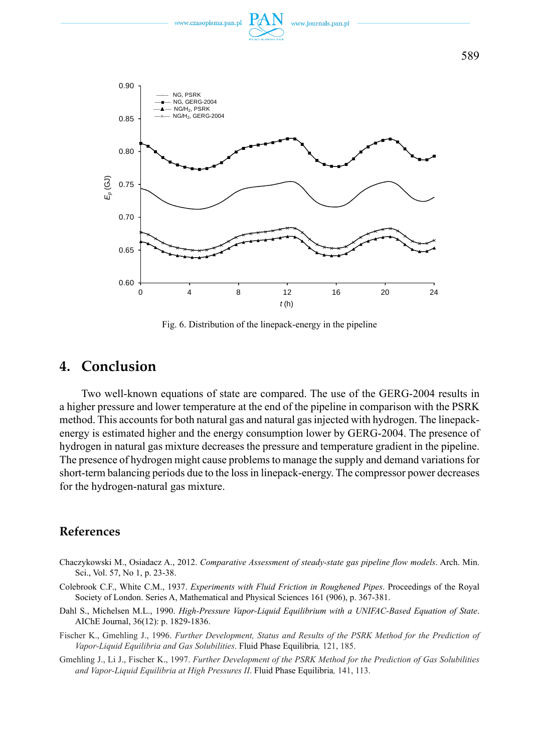Fig. 6. Distribution of the linepack-energy in the pipeline

## 4. Conclusion

Two well-known equations of state are compared. The use of the GERG-2004 results in a higher pressure and lower temperature at the end of the pipeline in comparison with the PSRK method. This accounts for both natural gas and natural gas injected with hydrogen. The linepack-energy is estimated higher and the energy consumption lower by GERG-2004. The presence of hydrogen in natural gas mixture decreases the pressure and temperature gradient in the pipeline. The presence of hydrogen might cause problems to manage the supply and demand variations for short-term balancing periods due to the loss in linepack-energy. The compressor power decreases for the hydrogen-natural gas mixture.

## References

Chaczykowski M., Osiadacz A., 2012. *Comparative Assessment of steady-state gas pipeline flow models*. Arch. Min. Sci., Vol. 57, No 1, p. 23-38.

Colebrook C.F., White C.M., 1937. *Experiments with Fluid Friction in Roughened Pipes*. Proceedings of the Royal Society of London. Series A, Mathematical and Physical Sciences 161 (906), p. 367-381.

Dahl S., Michelsen M.L., 1990. *High-Pressure Vapor-Liquid Equilibrium with a UNIFAC-Based Equation of State*. AIChE Journal, 36(12): p. 1829-1836.

Fischer K., Gmehling J., 1996. *Further Development, Status and Results of the PSRK Method for the Prediction of Vapor-Liquid Equilibria and Gas Solubilities*. Fluid Phase Equilibria*,* 121, 185.

Gmehling J., Li J., Fischer K., 1997. *Further Development of the PSRK Method for the Prediction of Gas Solubilities and Vapor-Liquid Equilibria at High Pressures II*. Fluid Phase Equilibria*,* 141, 113.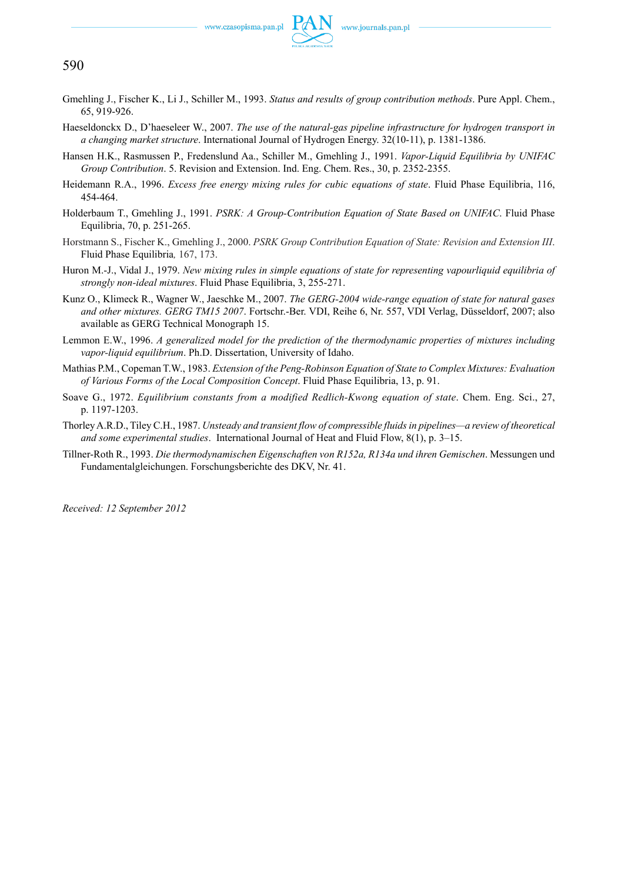Gmehling J., Fischer K., Li J., Schiller M., 1993. *Status and results of group contribution methods*. Pure Appl. Chem., 65, 919-926.

Haeseldonckx D., D'haeseleer W., 2007. *The use of the natural-gas pipeline infrastructure for hydrogen transport in a changing market structure*. International Journal of Hydrogen Energy. 32(10-11), p. 1381-1386.

Hansen H.K., Rasmussen P., Fredenslund Aa., Schiller M., Gmehling J., 1991. *Vapor-Liquid Equilibria by UNIFAC Group Contribution*. 5. Revision and Extension. Ind. Eng. Chem. Res., 30, p. 2352-2355.

Heidemann R.A., 1996. *Excess free energy mixing rules for cubic equations of state*. Fluid Phase Equilibria, 116, 454-464.

Holderbaum T., Gmehling J., 1991. *PSRK: A Group-Contribution Equation of State Based on UNIFAC*. Fluid Phase Equilibria, 70, p. 251-265.

Horstmann S., Fischer K., Gmehling J., 2000. *PSRK Group Contribution Equation of State: Revision and Extension III*. Fluid Phase Equilibria, 167, 173.

Huron M.-J., Vidal J., 1979. *New mixing rules in simple equations of state for representing vapourliquid equilibria of strongly non-ideal mixtures*. Fluid Phase Equilibria, 3, 255-271.

Kunz O., Klimeck R., Wagner W., Jaeschke M., 2007. *The GERG-2004 wide-range equation of state for natural gases and other mixtures. GERG TM15 2007*. Fortschr.-Ber. VDI, Reihe 6, Nr. 557, VDI Verlag, Düsseldorf, 2007; also available as GERG Technical Monograph 15.

Lemmon E.W., 1996. *A generalized model for the prediction of the thermodynamic properties of mixtures including vapor-liquid equilibrium*. Ph.D. Dissertation, University of Idaho.

Mathias P.M., Copeman T.W., 1983. *Extension of the Peng-Robinson Equation of State to Complex Mixtures: Evaluation of Various Forms of the Local Composition Concept*. Fluid Phase Equilibria, 13, p. 91.

Soave G., 1972. *Equilibrium constants from a modified Redlich-Kwong equation of state*. Chem. Eng. Sci., 27, p. 1197-1203.

Thorley A.R.D., Tiley C.H., 1987. *Unsteady and transient flow of compressible fluids in pipelines—a review of theoretical and some experimental studies*. International Journal of Heat and Fluid Flow, 8(1), p. 3–15.

Tillner-Roth R., 1993. *Die thermodynamischen Eigenschaften von R152a, R134a und ihren Gemischen*. Messungen und Fundamentalgleichungen. Forschungsberichte des DKV, Nr. 41.

*Received: 12 September 2012*